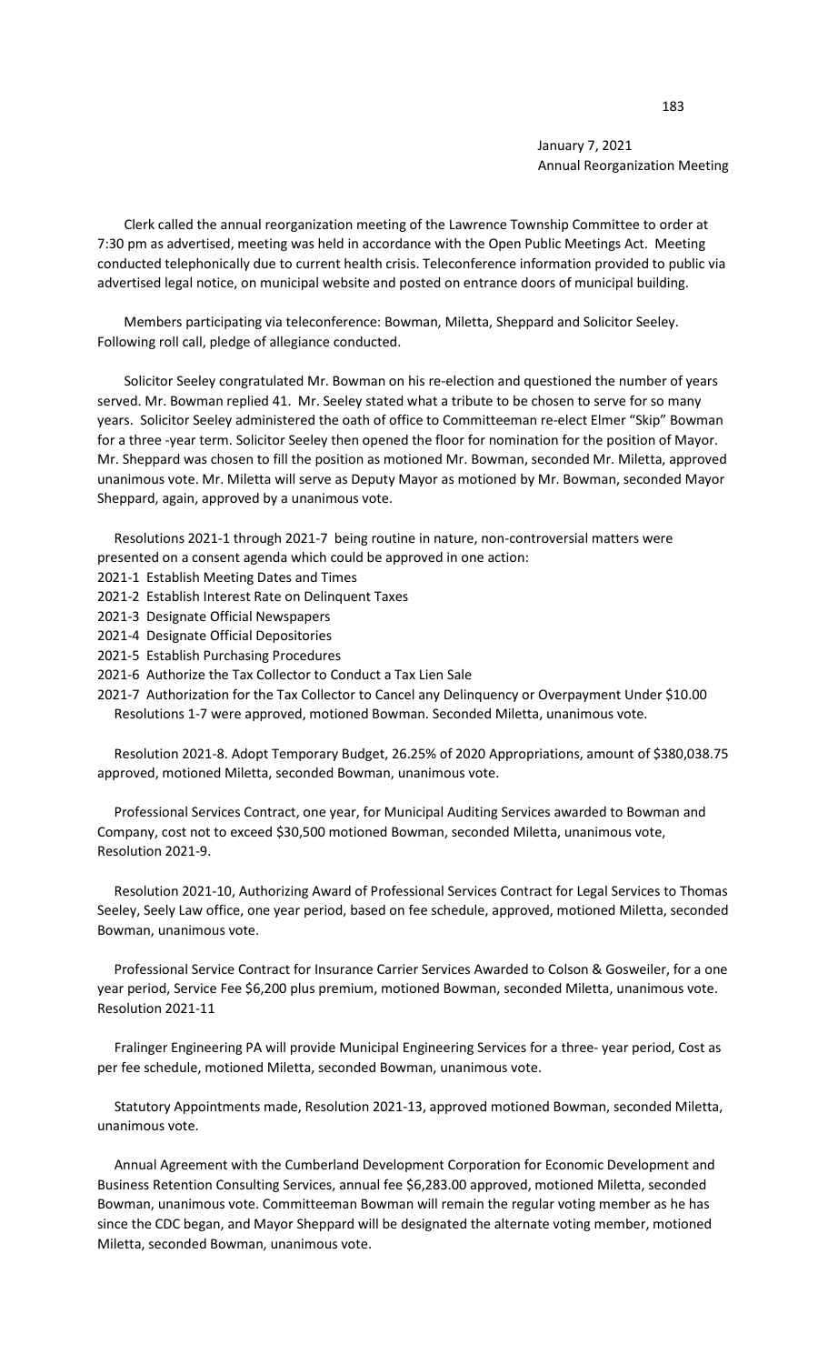January 7, 2021
Annual Reorganization Meeting

Clerk called the annual reorganization meeting of the Lawrence Township Committee to order at 7:30 pm as advertised, meeting was held in accordance with the Open Public Meetings Act. Meeting conducted telephonically due to current health crisis. Teleconference information provided to public via advertised legal notice, on municipal website and posted on entrance doors of municipal building.

Members participating via teleconference: Bowman, Miletta, Sheppard and Solicitor Seeley. Following roll call, pledge of allegiance conducted.

Solicitor Seeley congratulated Mr. Bowman on his re-election and questioned the number of years served. Mr. Bowman replied 41. Mr. Seeley stated what a tribute to be chosen to serve for so many years. Solicitor Seeley administered the oath of office to Committeeman re-elect Elmer "Skip" Bowman for a three -year term. Solicitor Seeley then opened the floor for nomination for the position of Mayor. Mr. Sheppard was chosen to fill the position as motioned Mr. Bowman, seconded Mr. Miletta, approved unanimous vote. Mr. Miletta will serve as Deputy Mayor as motioned by Mr. Bowman, seconded Mayor Sheppard, again, approved by a unanimous vote.

Resolutions 2021-1 through 2021-7 being routine in nature, non-controversial matters were presented on a consent agenda which could be approved in one action:

2021-1 Establish Meeting Dates and Times
2021-2 Establish Interest Rate on Delinquent Taxes
2021-3 Designate Official Newspapers
2021-4 Designate Official Depositories
2021-5 Establish Purchasing Procedures
2021-6 Authorize the Tax Collector to Conduct a Tax Lien Sale
2021-7 Authorization for the Tax Collector to Cancel any Delinquency or Overpayment Under $10.00

Resolutions 1-7 were approved, motioned Bowman. Seconded Miletta, unanimous vote.

Resolution 2021-8. Adopt Temporary Budget, 26.25% of 2020 Appropriations, amount of $380,038.75 approved, motioned Miletta, seconded Bowman, unanimous vote.

Professional Services Contract, one year, for Municipal Auditing Services awarded to Bowman and Company, cost not to exceed $30,500 motioned Bowman, seconded Miletta, unanimous vote, Resolution 2021-9.

Resolution 2021-10, Authorizing Award of Professional Services Contract for Legal Services to Thomas Seeley, Seely Law office, one year period, based on fee schedule, approved, motioned Miletta, seconded Bowman, unanimous vote.

Professional Service Contract for Insurance Carrier Services Awarded to Colson & Gosweiler, for a one year period, Service Fee $6,200 plus premium, motioned Bowman, seconded Miletta, unanimous vote. Resolution 2021-11

Fralinger Engineering PA will provide Municipal Engineering Services for a three- year period, Cost as per fee schedule, motioned Miletta, seconded Bowman, unanimous vote.

Statutory Appointments made, Resolution 2021-13, approved motioned Bowman, seconded Miletta, unanimous vote.

Annual Agreement with the Cumberland Development Corporation for Economic Development and Business Retention Consulting Services, annual fee $6,283.00 approved, motioned Miletta, seconded Bowman, unanimous vote. Committeeman Bowman will remain the regular voting member as he has since the CDC began, and Mayor Sheppard will be designated the alternate voting member, motioned Miletta, seconded Bowman, unanimous vote.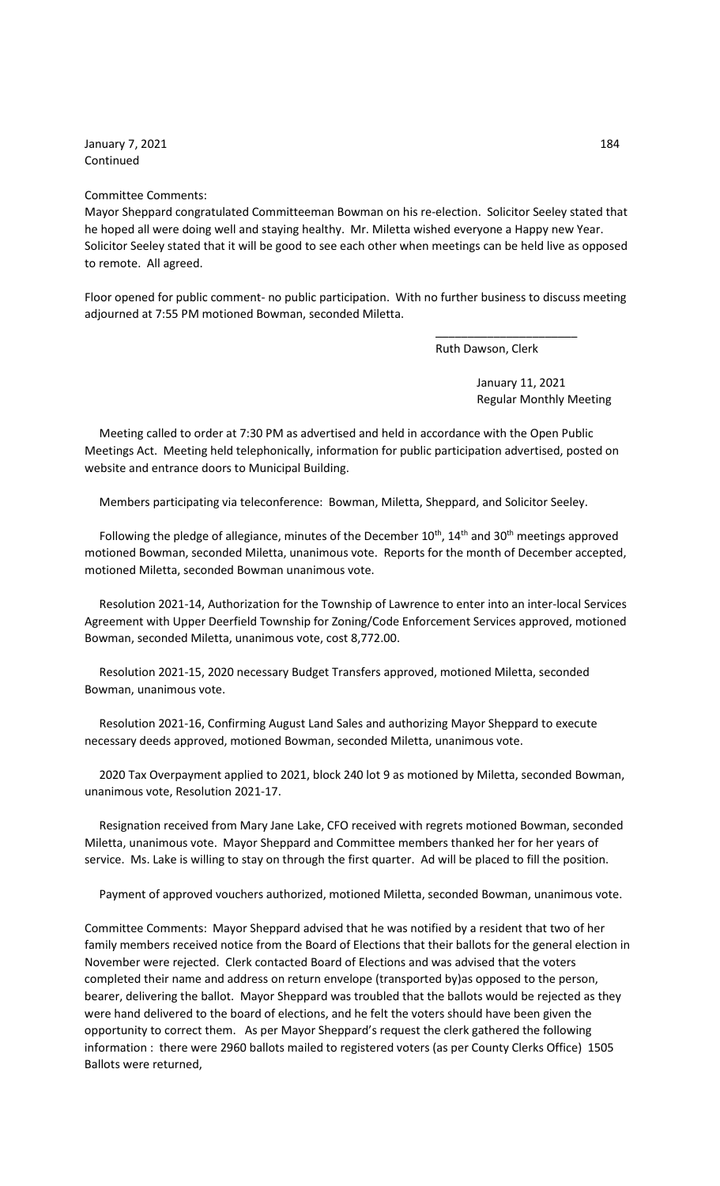January 7, 2021
Continued

Committee Comments:
Mayor Sheppard congratulated Committeeman Bowman on his re-election. Solicitor Seeley stated that he hoped all were doing well and staying healthy. Mr. Miletta wished everyone a Happy new Year. Solicitor Seeley stated that it will be good to see each other when meetings can be held live as opposed to remote. All agreed.

Floor opened for public comment- no public participation. With no further business to discuss meeting adjourned at 7:55 PM motioned Bowman, seconded Miletta.

\_\_\_\_\_\_\_\_\_\_\_\_\_\_\_\_\_\_\_\_\_\_
Ruth Dawson, Clerk

January 11, 2021
Regular Monthly Meeting

Meeting called to order at 7:30 PM as advertised and held in accordance with the Open Public Meetings Act. Meeting held telephonically, information for public participation advertised, posted on website and entrance doors to Municipal Building.

Members participating via teleconference: Bowman, Miletta, Sheppard, and Solicitor Seeley.

Following the pledge of allegiance, minutes of the December 10th, 14th and 30th meetings approved motioned Bowman, seconded Miletta, unanimous vote. Reports for the month of December accepted, motioned Miletta, seconded Bowman unanimous vote.

Resolution 2021-14, Authorization for the Township of Lawrence to enter into an inter-local Services Agreement with Upper Deerfield Township for Zoning/Code Enforcement Services approved, motioned Bowman, seconded Miletta, unanimous vote, cost 8,772.00.

Resolution 2021-15, 2020 necessary Budget Transfers approved, motioned Miletta, seconded Bowman, unanimous vote.

Resolution 2021-16, Confirming August Land Sales and authorizing Mayor Sheppard to execute necessary deeds approved, motioned Bowman, seconded Miletta, unanimous vote.

2020 Tax Overpayment applied to 2021, block 240 lot 9 as motioned by Miletta, seconded Bowman, unanimous vote, Resolution 2021-17.

Resignation received from Mary Jane Lake, CFO received with regrets motioned Bowman, seconded Miletta, unanimous vote. Mayor Sheppard and Committee members thanked her for her years of service. Ms. Lake is willing to stay on through the first quarter. Ad will be placed to fill the position.

Payment of approved vouchers authorized, motioned Miletta, seconded Bowman, unanimous vote.

Committee Comments: Mayor Sheppard advised that he was notified by a resident that two of her family members received notice from the Board of Elections that their ballots for the general election in November were rejected. Clerk contacted Board of Elections and was advised that the voters completed their name and address on return envelope (transported by)as opposed to the person, bearer, delivering the ballot. Mayor Sheppard was troubled that the ballots would be rejected as they were hand delivered to the board of elections, and he felt the voters should have been given the opportunity to correct them. As per Mayor Sheppard's request the clerk gathered the following information : there were 2960 ballots mailed to registered voters (as per County Clerks Office) 1505 Ballots were returned,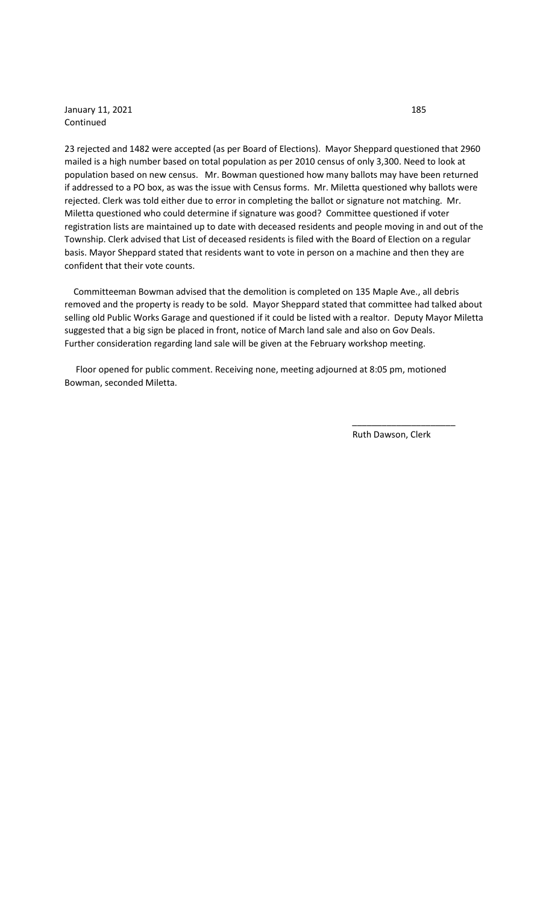January 11, 2021
Continued

23 rejected and 1482 were accepted (as per Board of Elections). Mayor Sheppard questioned that 2960 mailed is a high number based on total population as per 2010 census of only 3,300. Need to look at population based on new census. Mr. Bowman questioned how many ballots may have been returned if addressed to a PO box, as was the issue with Census forms. Mr. Miletta questioned why ballots were rejected. Clerk was told either due to error in completing the ballot or signature not matching. Mr. Miletta questioned who could determine if signature was good? Committee questioned if voter registration lists are maintained up to date with deceased residents and people moving in and out of the Township. Clerk advised that List of deceased residents is filed with the Board of Election on a regular basis. Mayor Sheppard stated that residents want to vote in person on a machine and then they are confident that their vote counts.

Committeeman Bowman advised that the demolition is completed on 135 Maple Ave., all debris removed and the property is ready to be sold. Mayor Sheppard stated that committee had talked about selling old Public Works Garage and questioned if it could be listed with a realtor. Deputy Mayor Miletta suggested that a big sign be placed in front, notice of March land sale and also on Gov Deals. Further consideration regarding land sale will be given at the February workshop meeting.

Floor opened for public comment. Receiving none, meeting adjourned at 8:05 pm, motioned Bowman, seconded Miletta.

\_\_\_\_\_\_\_\_\_\_\_\_\_\_\_\_\_\_\_\_\_\_

Ruth Dawson, Clerk